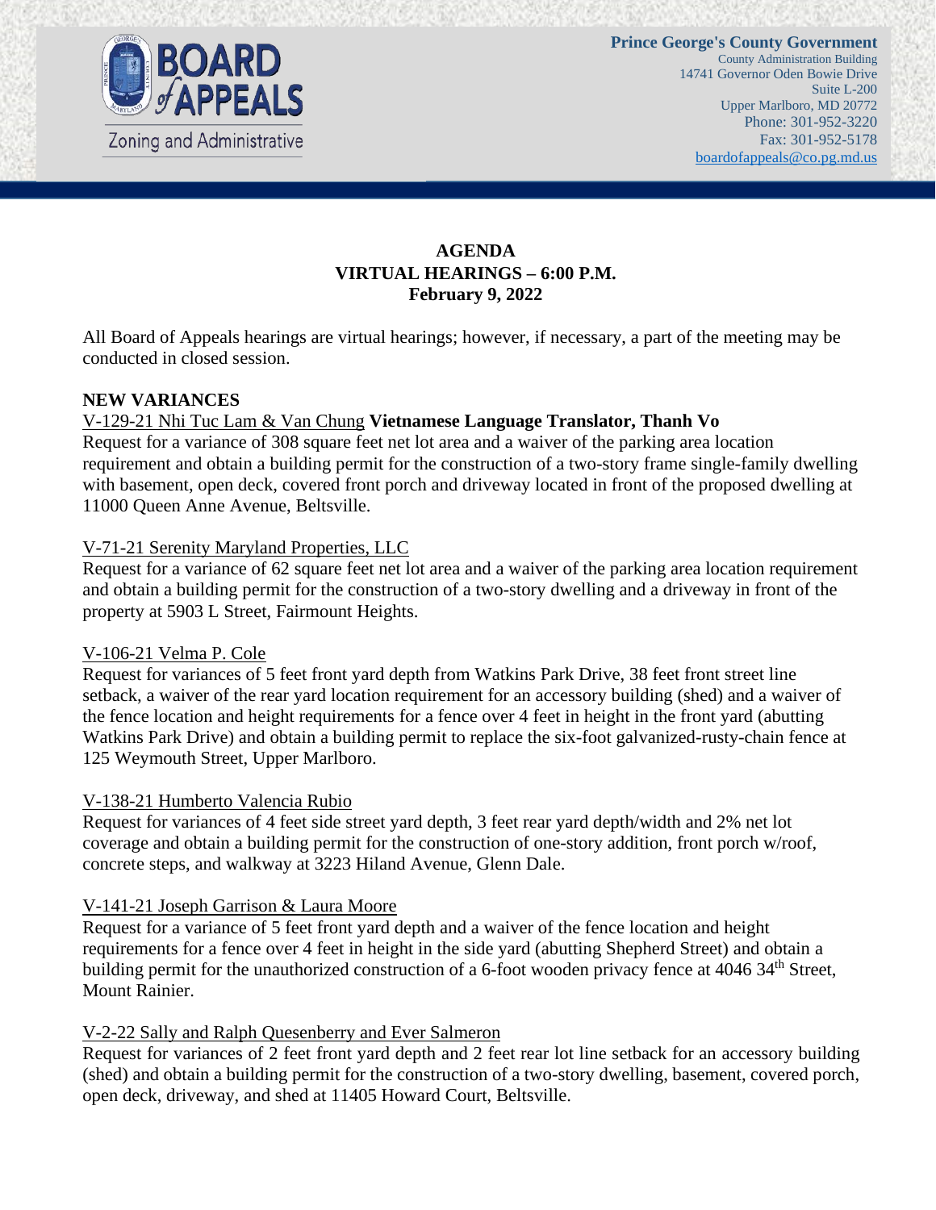**BOARD of APPEALS**
Zoning and Administrative

**Prince George's County Government**
County Administration Building
14741 Governor Oden Bowie Drive
Suite L-200
Upper Marlboro, MD 20772
Phone: 301-952-3220
Fax: 301-952-5178
boardofappeals@co.pg.md.us

# AGENDA
## VIRTUAL HEARINGS – 6:00 P.M.
## February 9, 2022

All Board of Appeals hearings are virtual hearings; however, if necessary, a part of the meeting may be conducted in closed session.

### NEW VARIANCES

V-129-21 Nhi Tuc Lam & Van Chung **Vietnamese Language Translator, Thanh Vo**
Request for a variance of 308 square feet net lot area and a waiver of the parking area location requirement and obtain a building permit for the construction of a two-story frame single-family dwelling with basement, open deck, covered front porch and driveway located in front of the proposed dwelling at 11000 Queen Anne Avenue, Beltsville.

V-71-21 Serenity Maryland Properties, LLC
Request for a variance of 62 square feet net lot area and a waiver of the parking area location requirement and obtain a building permit for the construction of a two-story dwelling and a driveway in front of the property at 5903 L Street, Fairmount Heights.

V-106-21 Velma P. Cole
Request for variances of 5 feet front yard depth from Watkins Park Drive, 38 feet front street line setback, a waiver of the rear yard location requirement for an accessory building (shed) and a waiver of the fence location and height requirements for a fence over 4 feet in height in the front yard (abutting Watkins Park Drive) and obtain a building permit to replace the six-foot galvanized-rusty-chain fence at 125 Weymouth Street, Upper Marlboro.

V-138-21 Humberto Valencia Rubio
Request for variances of 4 feet side street yard depth, 3 feet rear yard depth/width and 2% net lot coverage and obtain a building permit for the construction of one-story addition, front porch w/roof, concrete steps, and walkway at 3223 Hiland Avenue, Glenn Dale.

V-141-21 Joseph Garrison & Laura Moore
Request for a variance of 5 feet front yard depth and a waiver of the fence location and height requirements for a fence over 4 feet in height in the side yard (abutting Shepherd Street) and obtain a building permit for the unauthorized construction of a 6-foot wooden privacy fence at 4046 34th Street, Mount Rainier.

V-2-22 Sally and Ralph Quesenberry and Ever Salmeron
Request for variances of 2 feet front yard depth and 2 feet rear lot line setback for an accessory building (shed) and obtain a building permit for the construction of a two-story dwelling, basement, covered porch, open deck, driveway, and shed at 11405 Howard Court, Beltsville.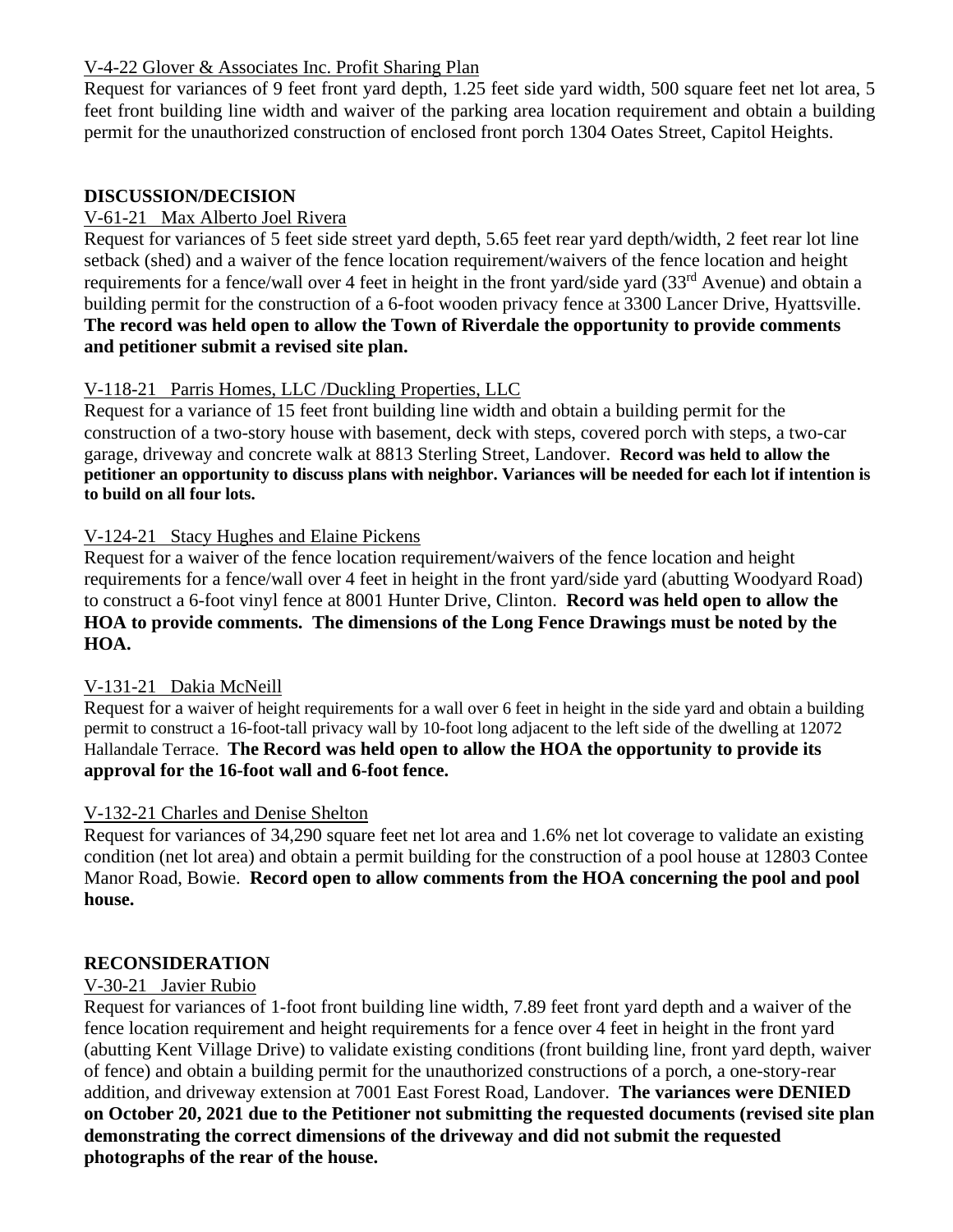V-4-22 Glover & Associates Inc. Profit Sharing Plan

Request for variances of 9 feet front yard depth, 1.25 feet side yard width, 500 square feet net lot area, 5 feet front building line width and waiver of the parking area location requirement and obtain a building permit for the unauthorized construction of enclosed front porch 1304 Oates Street, Capitol Heights.

## DISCUSSION/DECISION

V-61-21 Max Alberto Joel Rivera

Request for variances of 5 feet side street yard depth, 5.65 feet rear yard depth/width, 2 feet rear lot line setback (shed) and a waiver of the fence location requirement/waivers of the fence location and height requirements for a fence/wall over 4 feet in height in the front yard/side yard (33rd Avenue) and obtain a building permit for the construction of a 6-foot wooden privacy fence at 3300 Lancer Drive, Hyattsville. **The record was held open to allow the Town of Riverdale the opportunity to provide comments and petitioner submit a revised site plan.**

V-118-21 Parris Homes, LLC /Duckling Properties, LLC

Request for a variance of 15 feet front building line width and obtain a building permit for the construction of a two-story house with basement, deck with steps, covered porch with steps, a two-car garage, driveway and concrete walk at 8813 Sterling Street, Landover. **Record was held to allow the petitioner an opportunity to discuss plans with neighbor. Variances will be needed for each lot if intention is to build on all four lots.**

V-124-21 Stacy Hughes and Elaine Pickens

Request for a waiver of the fence location requirement/waivers of the fence location and height requirements for a fence/wall over 4 feet in height in the front yard/side yard (abutting Woodyard Road) to construct a 6-foot vinyl fence at 8001 Hunter Drive, Clinton. **Record was held open to allow the HOA to provide comments. The dimensions of the Long Fence Drawings must be noted by the HOA.**

V-131-21 Dakia McNeill

Request for a waiver of height requirements for a wall over 6 feet in height in the side yard and obtain a building permit to construct a 16-foot-tall privacy wall by 10-foot long adjacent to the left side of the dwelling at 12072 Hallandale Terrace. **The Record was held open to allow the HOA the opportunity to provide its approval for the 16-foot wall and 6-foot fence.**

V-132-21 Charles and Denise Shelton

Request for variances of 34,290 square feet net lot area and 1.6% net lot coverage to validate an existing condition (net lot area) and obtain a permit building for the construction of a pool house at 12803 Contee Manor Road, Bowie. **Record open to allow comments from the HOA concerning the pool and pool house.**

## RECONSIDERATION

V-30-21 Javier Rubio

Request for variances of 1-foot front building line width, 7.89 feet front yard depth and a waiver of the fence location requirement and height requirements for a fence over 4 feet in height in the front yard (abutting Kent Village Drive) to validate existing conditions (front building line, front yard depth, waiver of fence) and obtain a building permit for the unauthorized constructions of a porch, a one-story-rear addition, and driveway extension at 7001 East Forest Road, Landover. **The variances were DENIED on October 20, 2021 due to the Petitioner not submitting the requested documents (revised site plan demonstrating the correct dimensions of the driveway and did not submit the requested photographs of the rear of the house.**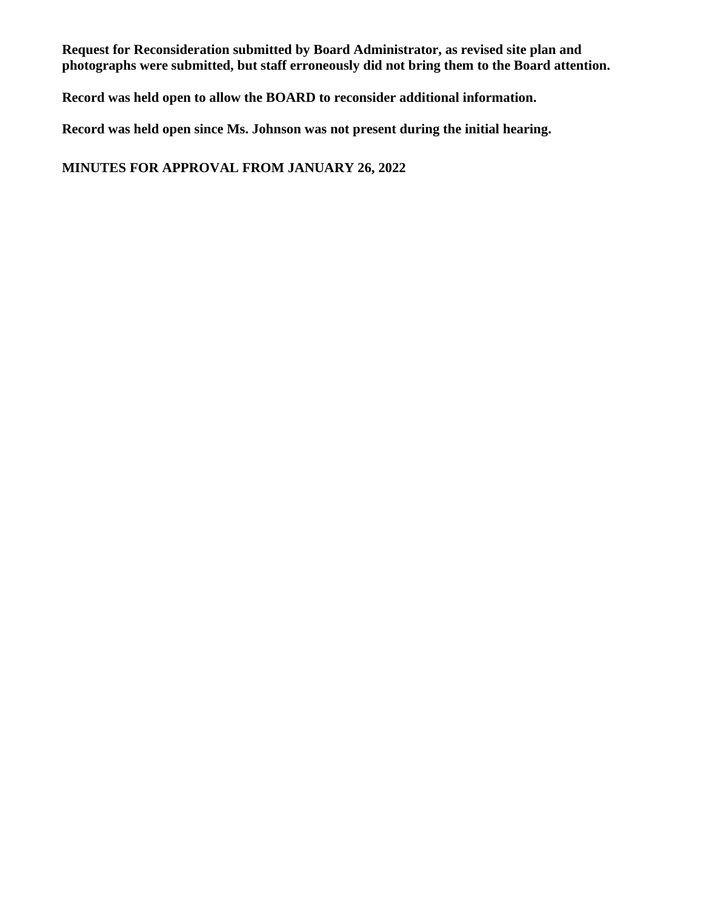**Request for Reconsideration submitted by Board Administrator, as revised site plan and photographs were submitted, but staff erroneously did not bring them to the Board attention.**

**Record was held open to allow the BOARD to reconsider additional information.**

**Record was held open since Ms. Johnson was not present during the initial hearing.**

**MINUTES FOR APPROVAL FROM JANUARY 26, 2022**